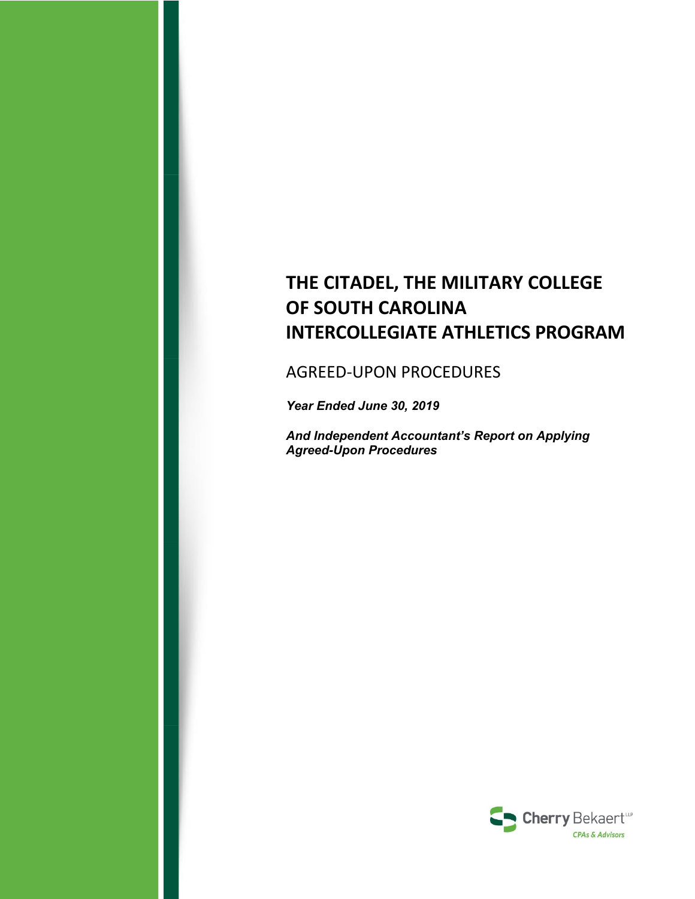# THE CITADEL, THE MILITARY COLLEGE OF SOUTH CAROLINA INTERCOLLEGIATE ATHLETICS PROGRAM

## AGREED-UPON PROCEDURES

***Year Ended June 30, 2019***

***And Independent Accountant's Report on Applying Agreed-Upon Procedures***

Cherry Bekaert LLP
CPAs & Advisors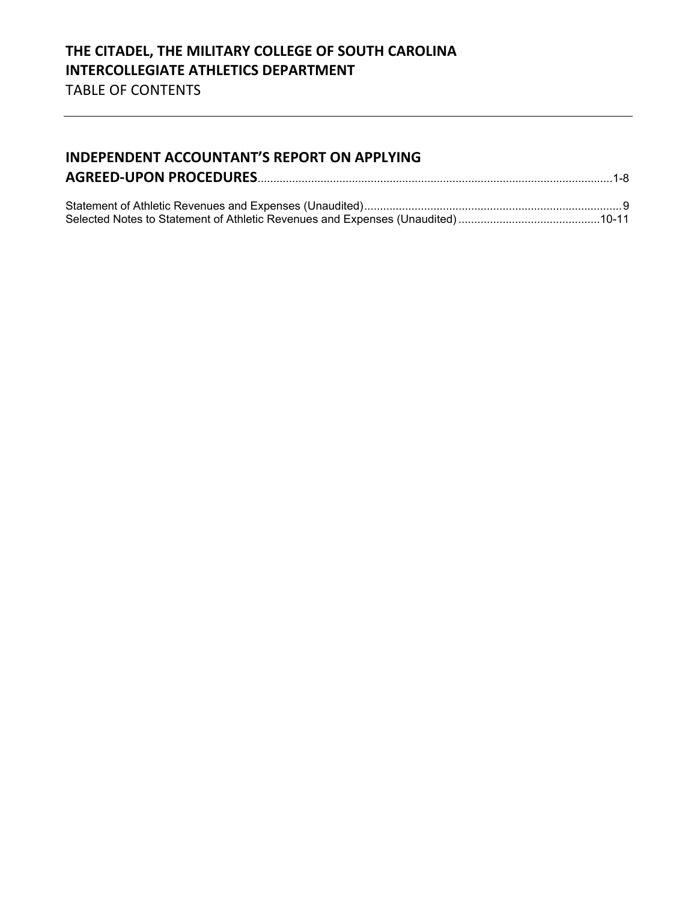# THE CITADEL, THE MILITARY COLLEGE OF SOUTH CAROLINA
# INTERCOLLEGIATE ATHLETICS DEPARTMENT

TABLE OF CONTENTS

---

**INDEPENDENT ACCOUNTANT'S REPORT ON APPLYING AGREED-UPON PROCEDURES**........................................1-8

Statement of Athletic Revenues and Expenses (Unaudited)........................................9

Selected Notes to Statement of Athletic Revenues and Expenses (Unaudited)........................................10-11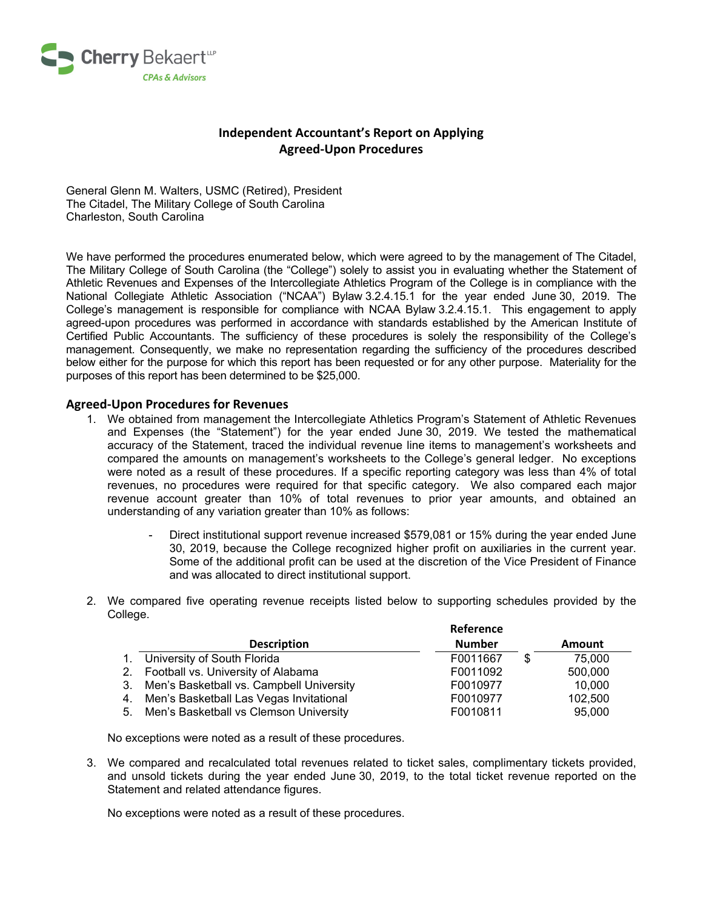Cherry Bekaert LLP
CPAs & Advisors

# Independent Accountant's Report on Applying Agreed-Upon Procedures

General Glenn M. Walters, USMC (Retired), President
The Citadel, The Military College of South Carolina
Charleston, South Carolina

We have performed the procedures enumerated below, which were agreed to by the management of The Citadel, The Military College of South Carolina (the "College") solely to assist you in evaluating whether the Statement of Athletic Revenues and Expenses of the Intercollegiate Athletics Program of the College is in compliance with the National Collegiate Athletic Association ("NCAA") Bylaw 3.2.4.15.1 for the year ended June 30, 2019. The College's management is responsible for compliance with NCAA Bylaw 3.2.4.15.1. This engagement to apply agreed-upon procedures was performed in accordance with standards established by the American Institute of Certified Public Accountants. The sufficiency of these procedures is solely the responsibility of the College's management. Consequently, we make no representation regarding the sufficiency of the procedures described below either for the purpose for which this report has been requested or for any other purpose. Materiality for the purposes of this report has been determined to be $25,000.

## Agreed-Upon Procedures for Revenues

1. We obtained from management the Intercollegiate Athletics Program's Statement of Athletic Revenues and Expenses (the "Statement") for the year ended June 30, 2019. We tested the mathematical accuracy of the Statement, traced the individual revenue line items to management's worksheets and compared the amounts on management's worksheets to the College's general ledger. No exceptions were noted as a result of these procedures. If a specific reporting category was less than 4% of total revenues, no procedures were required for that specific category. We also compared each major revenue account greater than 10% of total revenues to prior year amounts, and obtained an understanding of any variation greater than 10% as follows:

   - Direct institutional support revenue increased $579,081 or 15% during the year ended June 30, 2019, because the College recognized higher profit on auxiliaries in the current year. Some of the additional profit can be used at the discretion of the Vice President of Finance and was allocated to direct institutional support.

2. We compared five operating revenue receipts listed below to supporting schedules provided by the College.

   | | Description | Reference Number | | Amount |
   |---|---|---|---|---|
   | 1. | University of South Florida | F0011667 | $ | 75,000 |
   | 2. | Football vs. University of Alabama | F0011092 | | 500,000 |
   | 3. | Men's Basketball vs. Campbell University | F0010977 | | 10,000 |
   | 4. | Men's Basketball Las Vegas Invitational | F0010977 | | 102,500 |
   | 5. | Men's Basketball vs Clemson University | F0010811 | | 95,000 |

   No exceptions were noted as a result of these procedures.

3. We compared and recalculated total revenues related to ticket sales, complimentary tickets provided, and unsold tickets during the year ended June 30, 2019, to the total ticket revenue reported on the Statement and related attendance figures.

   No exceptions were noted as a result of these procedures.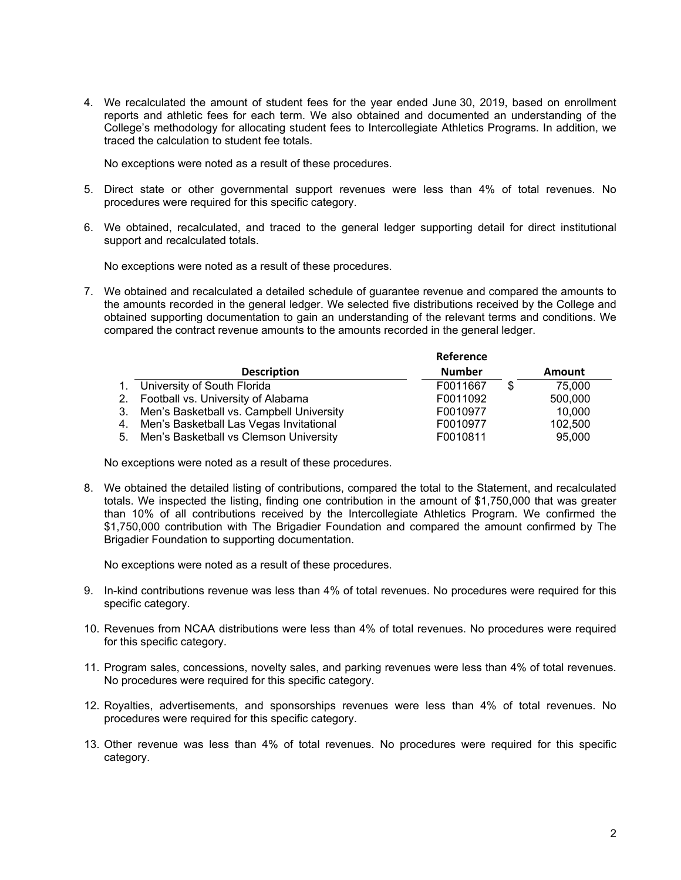4. We recalculated the amount of student fees for the year ended June 30, 2019, based on enrollment reports and athletic fees for each term. We also obtained and documented an understanding of the College's methodology for allocating student fees to Intercollegiate Athletics Programs. In addition, we traced the calculation to student fee totals.

   No exceptions were noted as a result of these procedures.

5. Direct state or other governmental support revenues were less than 4% of total revenues. No procedures were required for this specific category.

6. We obtained, recalculated, and traced to the general ledger supporting detail for direct institutional support and recalculated totals.

   No exceptions were noted as a result of these procedures.

7. We obtained and recalculated a detailed schedule of guarantee revenue and compared the amounts to the amounts recorded in the general ledger. We selected five distributions received by the College and obtained supporting documentation to gain an understanding of the relevant terms and conditions. We compared the contract revenue amounts to the amounts recorded in the general ledger.

|  | Description | Reference Number | Amount |
|---|---|---|---|
| 1. | University of South Florida | F0011667 | $ 75,000 |
| 2. | Football vs. University of Alabama | F0011092 | 500,000 |
| 3. | Men's Basketball vs. Campbell University | F0010977 | 10,000 |
| 4. | Men's Basketball Las Vegas Invitational | F0010977 | 102,500 |
| 5. | Men's Basketball vs Clemson University | F0010811 | 95,000 |

   No exceptions were noted as a result of these procedures.

8. We obtained the detailed listing of contributions, compared the total to the Statement, and recalculated totals. We inspected the listing, finding one contribution in the amount of $1,750,000 that was greater than 10% of all contributions received by the Intercollegiate Athletics Program. We confirmed the $1,750,000 contribution with The Brigadier Foundation and compared the amount confirmed by The Brigadier Foundation to supporting documentation.

   No exceptions were noted as a result of these procedures.

9. In-kind contributions revenue was less than 4% of total revenues. No procedures were required for this specific category.

10. Revenues from NCAA distributions were less than 4% of total revenues. No procedures were required for this specific category.

11. Program sales, concessions, novelty sales, and parking revenues were less than 4% of total revenues. No procedures were required for this specific category.

12. Royalties, advertisements, and sponsorships revenues were less than 4% of total revenues. No procedures were required for this specific category.

13. Other revenue was less than 4% of total revenues. No procedures were required for this specific category.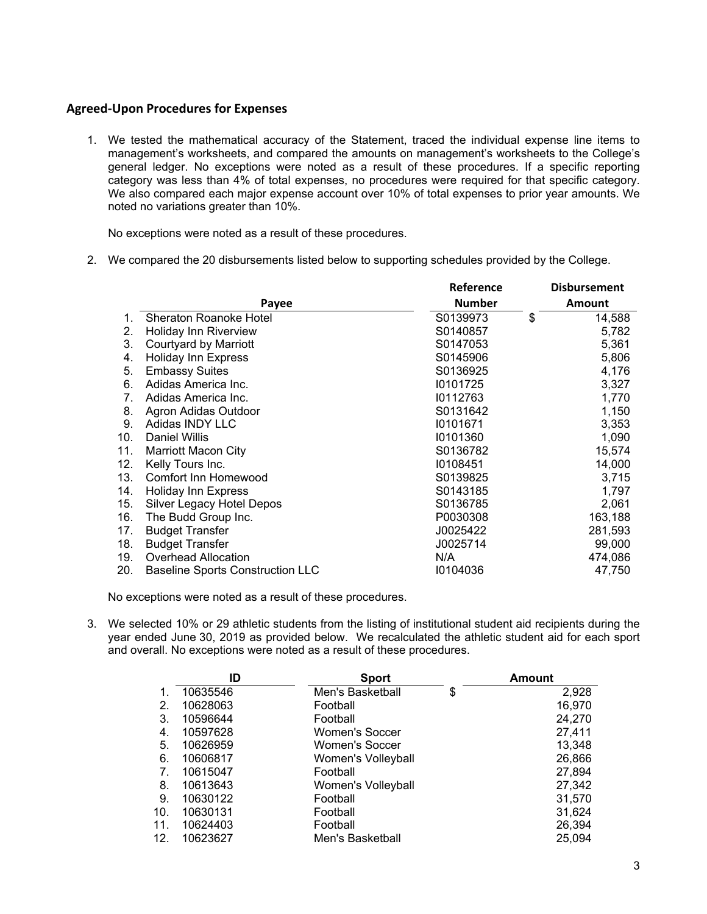## Agreed-Upon Procedures for Expenses

1. We tested the mathematical accuracy of the Statement, traced the individual expense line items to management's worksheets, and compared the amounts on management's worksheets to the College's general ledger. No exceptions were noted as a result of these procedures. If a specific reporting category was less than 4% of total expenses, no procedures were required for that specific category. We also compared each major expense account over 10% of total expenses to prior year amounts. We noted no variations greater than 10%.

   No exceptions were noted as a result of these procedures.

2. We compared the 20 disbursements listed below to supporting schedules provided by the College.

| | Payee | Reference Number | | Disbursement Amount |
|---|---|---|---|---|
| 1. | Sheraton Roanoke Hotel | S0139973 | $ | 14,588 |
| 2. | Holiday Inn Riverview | S0140857 | | 5,782 |
| 3. | Courtyard by Marriott | S0147053 | | 5,361 |
| 4. | Holiday Inn Express | S0145906 | | 5,806 |
| 5. | Embassy Suites | S0136925 | | 4,176 |
| 6. | Adidas America Inc. | I0101725 | | 3,327 |
| 7. | Adidas America Inc. | I0112763 | | 1,770 |
| 8. | Agron Adidas Outdoor | S0131642 | | 1,150 |
| 9. | Adidas INDY LLC | I0101671 | | 3,353 |
| 10. | Daniel Willis | I0101360 | | 1,090 |
| 11. | Marriott Macon City | S0136782 | | 15,574 |
| 12. | Kelly Tours Inc. | I0108451 | | 14,000 |
| 13. | Comfort Inn Homewood | S0139825 | | 3,715 |
| 14. | Holiday Inn Express | S0143185 | | 1,797 |
| 15. | Silver Legacy Hotel Depos | S0136785 | | 2,061 |
| 16. | The Budd Group Inc. | P0030308 | | 163,188 |
| 17. | Budget Transfer | J0025422 | | 281,593 |
| 18. | Budget Transfer | J0025714 | | 99,000 |
| 19. | Overhead Allocation | N/A | | 474,086 |
| 20. | Baseline Sports Construction LLC | I0104036 | | 47,750 |

   No exceptions were noted as a result of these procedures.

3. We selected 10% or 29 athletic students from the listing of institutional student aid recipients during the year ended June 30, 2019 as provided below. We recalculated the athletic student aid for each sport and overall. No exceptions were noted as a result of these procedures.

| | ID | Sport | | Amount |
|---|---|---|---|---|
| 1. | 10635546 | Men's Basketball | $ | 2,928 |
| 2. | 10628063 | Football | | 16,970 |
| 3. | 10596644 | Football | | 24,270 |
| 4. | 10597628 | Women's Soccer | | 27,411 |
| 5. | 10626959 | Women's Soccer | | 13,348 |
| 6. | 10606817 | Women's Volleyball | | 26,866 |
| 7. | 10615047 | Football | | 27,894 |
| 8. | 10613643 | Women's Volleyball | | 27,342 |
| 9. | 10630122 | Football | | 31,570 |
| 10. | 10630131 | Football | | 31,624 |
| 11. | 10624403 | Football | | 26,394 |
| 12. | 10623627 | Men's Basketball | | 25,094 |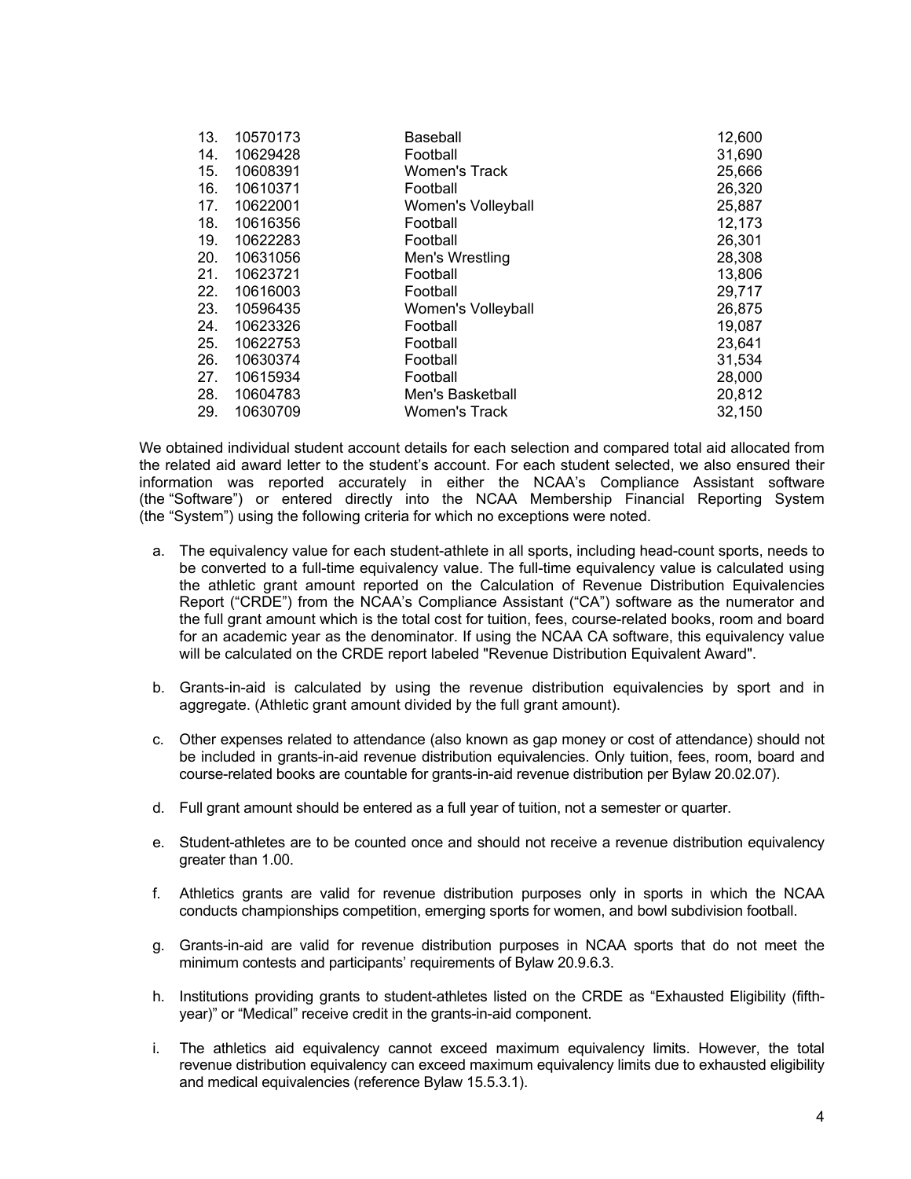| | | | |
|---|---|---|---|
| 13. | 10570173 | Baseball | 12,600 |
| 14. | 10629428 | Football | 31,690 |
| 15. | 10608391 | Women's Track | 25,666 |
| 16. | 10610371 | Football | 26,320 |
| 17. | 10622001 | Women's Volleyball | 25,887 |
| 18. | 10616356 | Football | 12,173 |
| 19. | 10622283 | Football | 26,301 |
| 20. | 10631056 | Men's Wrestling | 28,308 |
| 21. | 10623721 | Football | 13,806 |
| 22. | 10616003 | Football | 29,717 |
| 23. | 10596435 | Women's Volleyball | 26,875 |
| 24. | 10623326 | Football | 19,087 |
| 25. | 10622753 | Football | 23,641 |
| 26. | 10630374 | Football | 31,534 |
| 27. | 10615934 | Football | 28,000 |
| 28. | 10604783 | Men's Basketball | 20,812 |
| 29. | 10630709 | Women's Track | 32,150 |

We obtained individual student account details for each selection and compared total aid allocated from the related aid award letter to the student's account. For each student selected, we also ensured their information was reported accurately in either the NCAA's Compliance Assistant software (the "Software") or entered directly into the NCAA Membership Financial Reporting System (the "System") using the following criteria for which no exceptions were noted.

a. The equivalency value for each student-athlete in all sports, including head-count sports, needs to be converted to a full-time equivalency value. The full-time equivalency value is calculated using the athletic grant amount reported on the Calculation of Revenue Distribution Equivalencies Report ("CRDE") from the NCAA's Compliance Assistant ("CA") software as the numerator and the full grant amount which is the total cost for tuition, fees, course-related books, room and board for an academic year as the denominator. If using the NCAA CA software, this equivalency value will be calculated on the CRDE report labeled "Revenue Distribution Equivalent Award".

b. Grants-in-aid is calculated by using the revenue distribution equivalencies by sport and in aggregate. (Athletic grant amount divided by the full grant amount).

c. Other expenses related to attendance (also known as gap money or cost of attendance) should not be included in grants-in-aid revenue distribution equivalencies. Only tuition, fees, room, board and course-related books are countable for grants-in-aid revenue distribution per Bylaw 20.02.07).

d. Full grant amount should be entered as a full year of tuition, not a semester or quarter.

e. Student-athletes are to be counted once and should not receive a revenue distribution equivalency greater than 1.00.

f. Athletics grants are valid for revenue distribution purposes only in sports in which the NCAA conducts championships competition, emerging sports for women, and bowl subdivision football.

g. Grants-in-aid are valid for revenue distribution purposes in NCAA sports that do not meet the minimum contests and participants' requirements of Bylaw 20.9.6.3.

h. Institutions providing grants to student-athletes listed on the CRDE as "Exhausted Eligibility (fifth-year)" or "Medical" receive credit in the grants-in-aid component.

i. The athletics aid equivalency cannot exceed maximum equivalency limits. However, the total revenue distribution equivalency can exceed maximum equivalency limits due to exhausted eligibility and medical equivalencies (reference Bylaw 15.5.3.1).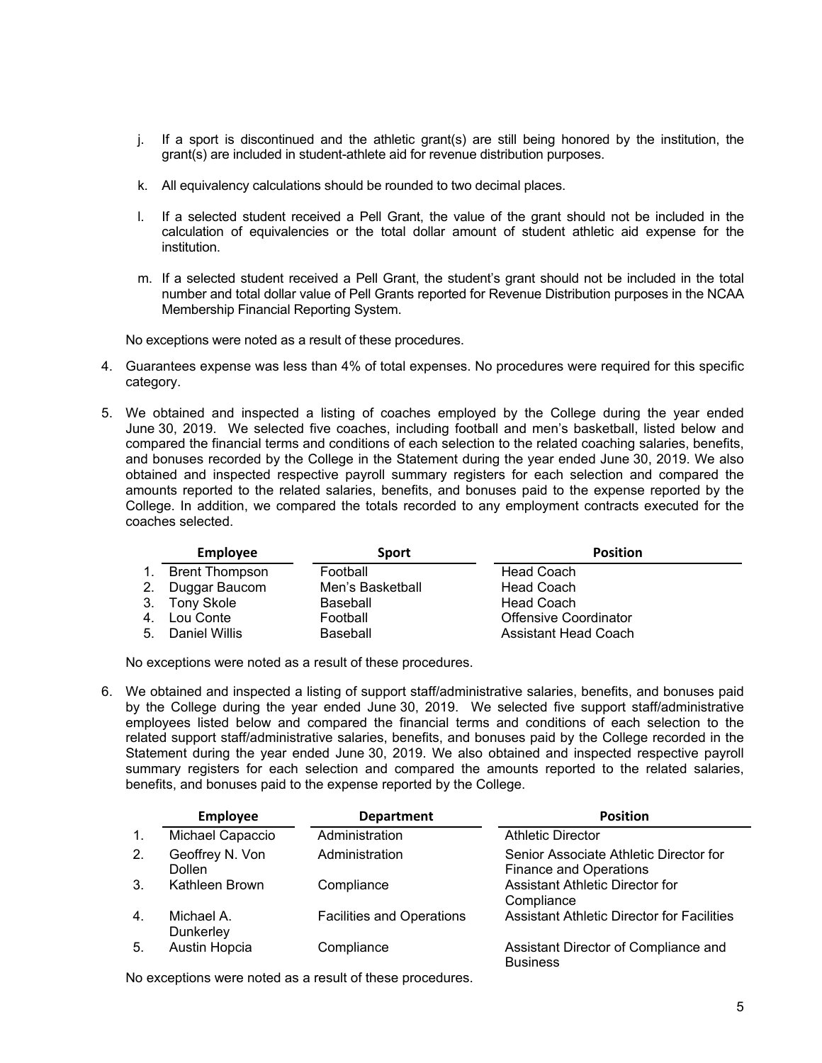j. If a sport is discontinued and the athletic grant(s) are still being honored by the institution, the grant(s) are included in student-athlete aid for revenue distribution purposes.

k. All equivalency calculations should be rounded to two decimal places.

l. If a selected student received a Pell Grant, the value of the grant should not be included in the calculation of equivalencies or the total dollar amount of student athletic aid expense for the institution.

m. If a selected student received a Pell Grant, the student's grant should not be included in the total number and total dollar value of Pell Grants reported for Revenue Distribution purposes in the NCAA Membership Financial Reporting System.

No exceptions were noted as a result of these procedures.

4. Guarantees expense was less than 4% of total expenses. No procedures were required for this specific category.

5. We obtained and inspected a listing of coaches employed by the College during the year ended June 30, 2019. We selected five coaches, including football and men's basketball, listed below and compared the financial terms and conditions of each selection to the related coaching salaries, benefits, and bonuses recorded by the College in the Statement during the year ended June 30, 2019. We also obtained and inspected respective payroll summary registers for each selection and compared the amounts reported to the related salaries, benefits, and bonuses paid to the expense reported by the College. In addition, we compared the totals recorded to any employment contracts executed for the coaches selected.

| | Employee | Sport | Position |
|---|---|---|---|
| 1. | Brent Thompson | Football | Head Coach |
| 2. | Duggar Baucom | Men's Basketball | Head Coach |
| 3. | Tony Skole | Baseball | Head Coach |
| 4. | Lou Conte | Football | Offensive Coordinator |
| 5. | Daniel Willis | Baseball | Assistant Head Coach |

No exceptions were noted as a result of these procedures.

6. We obtained and inspected a listing of support staff/administrative salaries, benefits, and bonuses paid by the College during the year ended June 30, 2019. We selected five support staff/administrative employees listed below and compared the financial terms and conditions of each selection to the related support staff/administrative salaries, benefits, and bonuses paid by the College recorded in the Statement during the year ended June 30, 2019. We also obtained and inspected respective payroll summary registers for each selection and compared the amounts reported to the related salaries, benefits, and bonuses paid to the expense reported by the College.

| | Employee | Department | Position |
|---|---|---|---|
| 1. | Michael Capaccio | Administration | Athletic Director |
| 2. | Geoffrey N. Von Dollen | Administration | Senior Associate Athletic Director for Finance and Operations |
| 3. | Kathleen Brown | Compliance | Assistant Athletic Director for Compliance |
| 4. | Michael A. Dunkerley | Facilities and Operations | Assistant Athletic Director for Facilities |
| 5. | Austin Hopcia | Compliance | Assistant Director of Compliance and Business |

No exceptions were noted as a result of these procedures.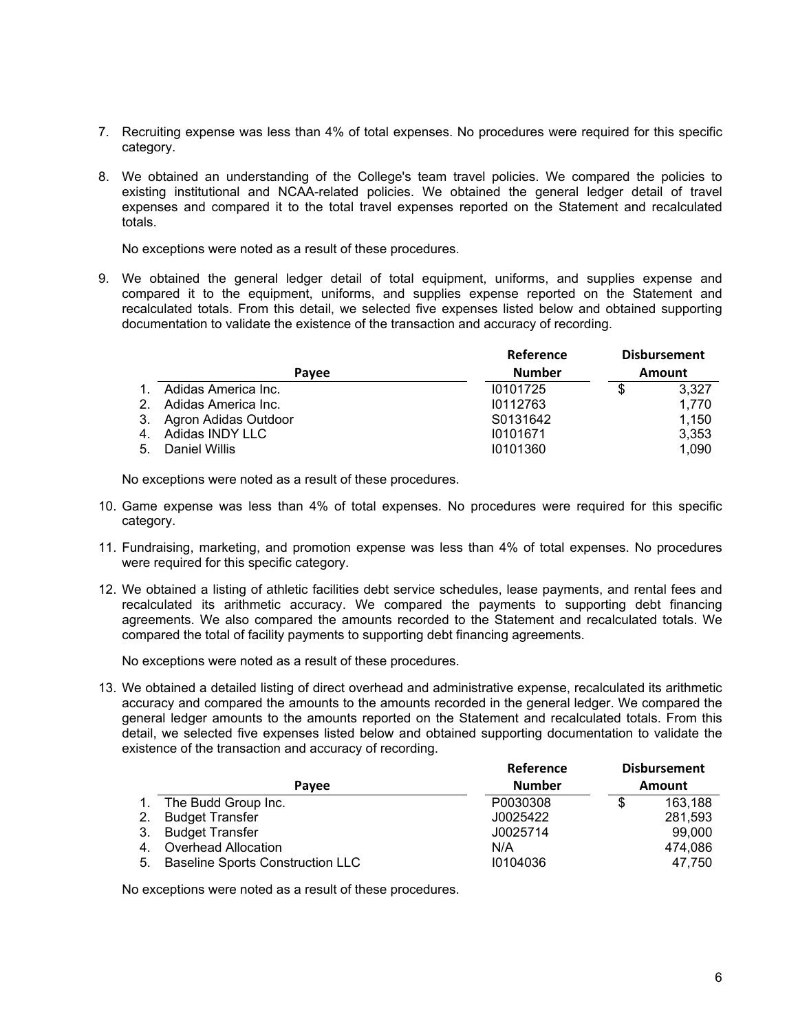7. Recruiting expense was less than 4% of total expenses. No procedures were required for this specific category.

8. We obtained an understanding of the College's team travel policies. We compared the policies to existing institutional and NCAA-related policies. We obtained the general ledger detail of travel expenses and compared it to the total travel expenses reported on the Statement and recalculated totals.

   No exceptions were noted as a result of these procedures.

9. We obtained the general ledger detail of total equipment, uniforms, and supplies expense and compared it to the equipment, uniforms, and supplies expense reported on the Statement and recalculated totals. From this detail, we selected five expenses listed below and obtained supporting documentation to validate the existence of the transaction and accuracy of recording.

| | Payee | Reference Number | Disbursement Amount |
|---|---|---|---|
| 1. | Adidas America Inc. | I0101725 | $ 3,327 |
| 2. | Adidas America Inc. | I0112763 | 1,770 |
| 3. | Agron Adidas Outdoor | S0131642 | 1,150 |
| 4. | Adidas INDY LLC | I0101671 | 3,353 |
| 5. | Daniel Willis | I0101360 | 1,090 |

   No exceptions were noted as a result of these procedures.

10. Game expense was less than 4% of total expenses. No procedures were required for this specific category.

11. Fundraising, marketing, and promotion expense was less than 4% of total expenses. No procedures were required for this specific category.

12. We obtained a listing of athletic facilities debt service schedules, lease payments, and rental fees and recalculated its arithmetic accuracy. We compared the payments to supporting debt financing agreements. We also compared the amounts recorded to the Statement and recalculated totals. We compared the total of facility payments to supporting debt financing agreements.

    No exceptions were noted as a result of these procedures.

13. We obtained a detailed listing of direct overhead and administrative expense, recalculated its arithmetic accuracy and compared the amounts to the amounts recorded in the general ledger. We compared the general ledger amounts to the amounts reported on the Statement and recalculated totals. From this detail, we selected five expenses listed below and obtained supporting documentation to validate the existence of the transaction and accuracy of recording.

| | Payee | Reference Number | Disbursement Amount |
|---|---|---|---|
| 1. | The Budd Group Inc. | P0030308 | $ 163,188 |
| 2. | Budget Transfer | J0025422 | 281,593 |
| 3. | Budget Transfer | J0025714 | 99,000 |
| 4. | Overhead Allocation | N/A | 474,086 |
| 5. | Baseline Sports Construction LLC | I0104036 | 47,750 |

    No exceptions were noted as a result of these procedures.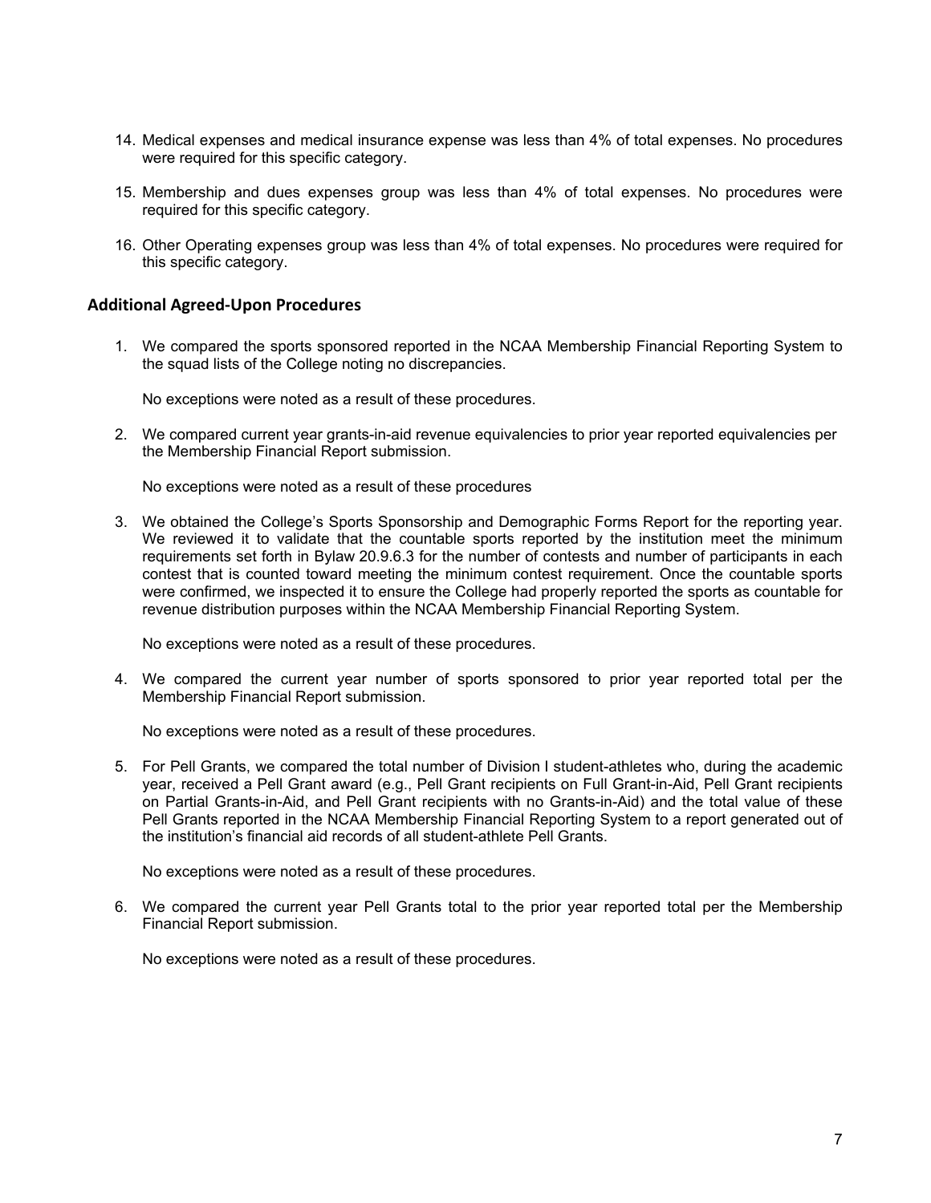14. Medical expenses and medical insurance expense was less than 4% of total expenses. No procedures were required for this specific category.

15. Membership and dues expenses group was less than 4% of total expenses. No procedures were required for this specific category.

16. Other Operating expenses group was less than 4% of total expenses. No procedures were required for this specific category.

## Additional Agreed-Upon Procedures

1. We compared the sports sponsored reported in the NCAA Membership Financial Reporting System to the squad lists of the College noting no discrepancies.

   No exceptions were noted as a result of these procedures.

2. We compared current year grants-in-aid revenue equivalencies to prior year reported equivalencies per the Membership Financial Report submission.

   No exceptions were noted as a result of these procedures

3. We obtained the College's Sports Sponsorship and Demographic Forms Report for the reporting year. We reviewed it to validate that the countable sports reported by the institution meet the minimum requirements set forth in Bylaw 20.9.6.3 for the number of contests and number of participants in each contest that is counted toward meeting the minimum contest requirement. Once the countable sports were confirmed, we inspected it to ensure the College had properly reported the sports as countable for revenue distribution purposes within the NCAA Membership Financial Reporting System.

   No exceptions were noted as a result of these procedures.

4. We compared the current year number of sports sponsored to prior year reported total per the Membership Financial Report submission.

   No exceptions were noted as a result of these procedures.

5. For Pell Grants, we compared the total number of Division I student-athletes who, during the academic year, received a Pell Grant award (e.g., Pell Grant recipients on Full Grant-in-Aid, Pell Grant recipients on Partial Grants-in-Aid, and Pell Grant recipients with no Grants-in-Aid) and the total value of these Pell Grants reported in the NCAA Membership Financial Reporting System to a report generated out of the institution's financial aid records of all student-athlete Pell Grants.

   No exceptions were noted as a result of these procedures.

6. We compared the current year Pell Grants total to the prior year reported total per the Membership Financial Report submission.

   No exceptions were noted as a result of these procedures.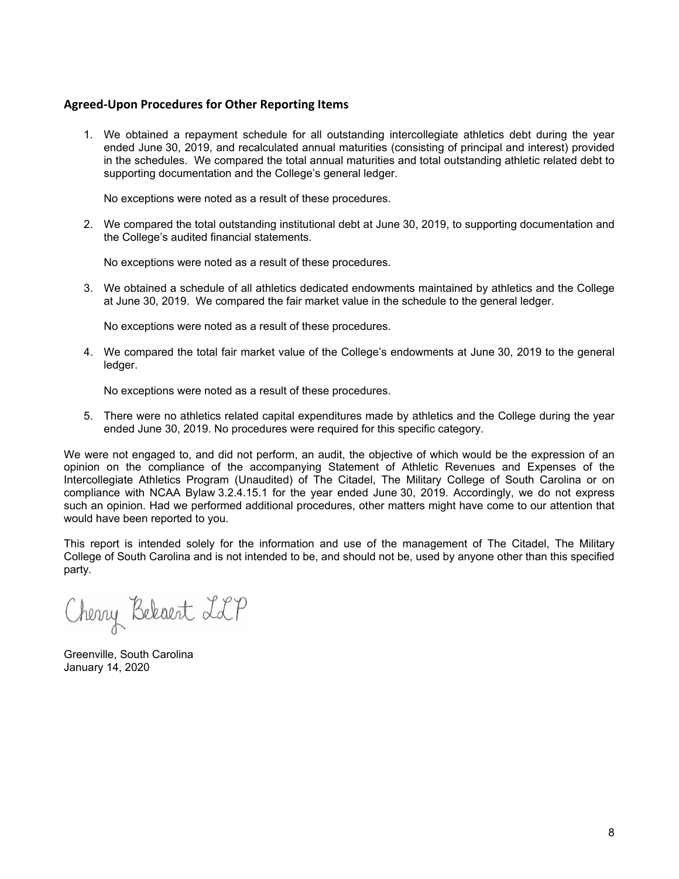## Agreed-Upon Procedures for Other Reporting Items

1. We obtained a repayment schedule for all outstanding intercollegiate athletics debt during the year ended June 30, 2019, and recalculated annual maturities (consisting of principal and interest) provided in the schedules. We compared the total annual maturities and total outstanding athletic related debt to supporting documentation and the College's general ledger.

   No exceptions were noted as a result of these procedures.

2. We compared the total outstanding institutional debt at June 30, 2019, to supporting documentation and the College's audited financial statements.

   No exceptions were noted as a result of these procedures.

3. We obtained a schedule of all athletics dedicated endowments maintained by athletics and the College at June 30, 2019. We compared the fair market value in the schedule to the general ledger.

   No exceptions were noted as a result of these procedures.

4. We compared the total fair market value of the College's endowments at June 30, 2019 to the general ledger.

   No exceptions were noted as a result of these procedures.

5. There were no athletics related capital expenditures made by athletics and the College during the year ended June 30, 2019. No procedures were required for this specific category.

We were not engaged to, and did not perform, an audit, the objective of which would be the expression of an opinion on the compliance of the accompanying Statement of Athletic Revenues and Expenses of the Intercollegiate Athletics Program (Unaudited) of The Citadel, The Military College of South Carolina or on compliance with NCAA Bylaw 3.2.4.15.1 for the year ended June 30, 2019. Accordingly, we do not express such an opinion. Had we performed additional procedures, other matters might have come to our attention that would have been reported to you.

This report is intended solely for the information and use of the management of The Citadel, The Military College of South Carolina and is not intended to be, and should not be, used by anyone other than this specified party.

Cherry Bekaert LLP

Greenville, South Carolina
January 14, 2020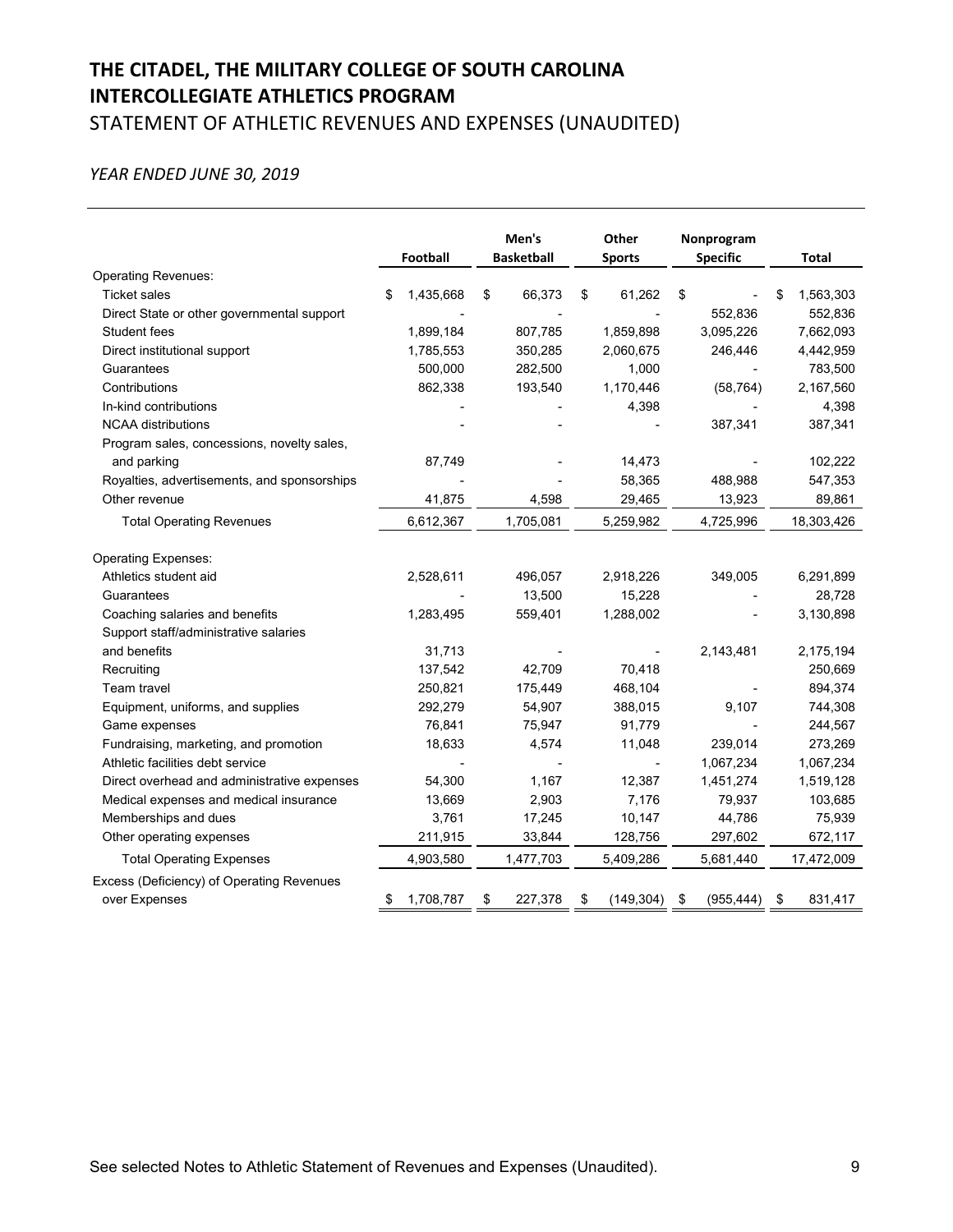# THE CITADEL, THE MILITARY COLLEGE OF SOUTH CAROLINA
# INTERCOLLEGIATE ATHLETICS PROGRAM
## STATEMENT OF ATHLETIC REVENUES AND EXPENSES (UNAUDITED)

*YEAR ENDED JUNE 30, 2019*

| | Football | Men's Basketball | Other Sports | Nonprogram Specific | Total |
|---|---|---|---|---|---|
| Operating Revenues: | | | | | |
| Ticket sales | $ 1,435,668 | $ 66,373 | $ 61,262 | $ - | $ 1,563,303 |
| Direct State or other governmental support | - | - | - | 552,836 | 552,836 |
| Student fees | 1,899,184 | 807,785 | 1,859,898 | 3,095,226 | 7,662,093 |
| Direct institutional support | 1,785,553 | 350,285 | 2,060,675 | 246,446 | 4,442,959 |
| Guarantees | 500,000 | 282,500 | 1,000 | - | 783,500 |
| Contributions | 862,338 | 193,540 | 1,170,446 | (58,764) | 2,167,560 |
| In-kind contributions | - | - | 4,398 | - | 4,398 |
| NCAA distributions | - | - | - | 387,341 | 387,341 |
| Program sales, concessions, novelty sales, and parking | 87,749 | - | 14,473 | - | 102,222 |
| Royalties, advertisements, and sponsorships | - | - | 58,365 | 488,988 | 547,353 |
| Other revenue | 41,875 | 4,598 | 29,465 | 13,923 | 89,861 |
| Total Operating Revenues | 6,612,367 | 1,705,081 | 5,259,982 | 4,725,996 | 18,303,426 |
| Operating Expenses: | | | | | |
| Athletics student aid | 2,528,611 | 496,057 | 2,918,226 | 349,005 | 6,291,899 |
| Guarantees | - | 13,500 | 15,228 | - | 28,728 |
| Coaching salaries and benefits | 1,283,495 | 559,401 | 1,288,002 | - | 3,130,898 |
| Support staff/administrative salaries and benefits | 31,713 | - | - | 2,143,481 | 2,175,194 |
| Recruiting | 137,542 | 42,709 | 70,418 | | 250,669 |
| Team travel | 250,821 | 175,449 | 468,104 | - | 894,374 |
| Equipment, uniforms, and supplies | 292,279 | 54,907 | 388,015 | 9,107 | 744,308 |
| Game expenses | 76,841 | 75,947 | 91,779 | - | 244,567 |
| Fundraising, marketing, and promotion | 18,633 | 4,574 | 11,048 | 239,014 | 273,269 |
| Athletic facilities debt service | - | - | - | 1,067,234 | 1,067,234 |
| Direct overhead and administrative expenses | 54,300 | 1,167 | 12,387 | 1,451,274 | 1,519,128 |
| Medical expenses and medical insurance | 13,669 | 2,903 | 7,176 | 79,937 | 103,685 |
| Memberships and dues | 3,761 | 17,245 | 10,147 | 44,786 | 75,939 |
| Other operating expenses | 211,915 | 33,844 | 128,756 | 297,602 | 672,117 |
| Total Operating Expenses | 4,903,580 | 1,477,703 | 5,409,286 | 5,681,440 | 17,472,009 |
| Excess (Deficiency) of Operating Revenues over Expenses | $ 1,708,787 | $ 227,378 | $ (149,304) | $ (955,444) | $ 831,417 |

See selected Notes to Athletic Statement of Revenues and Expenses (Unaudited).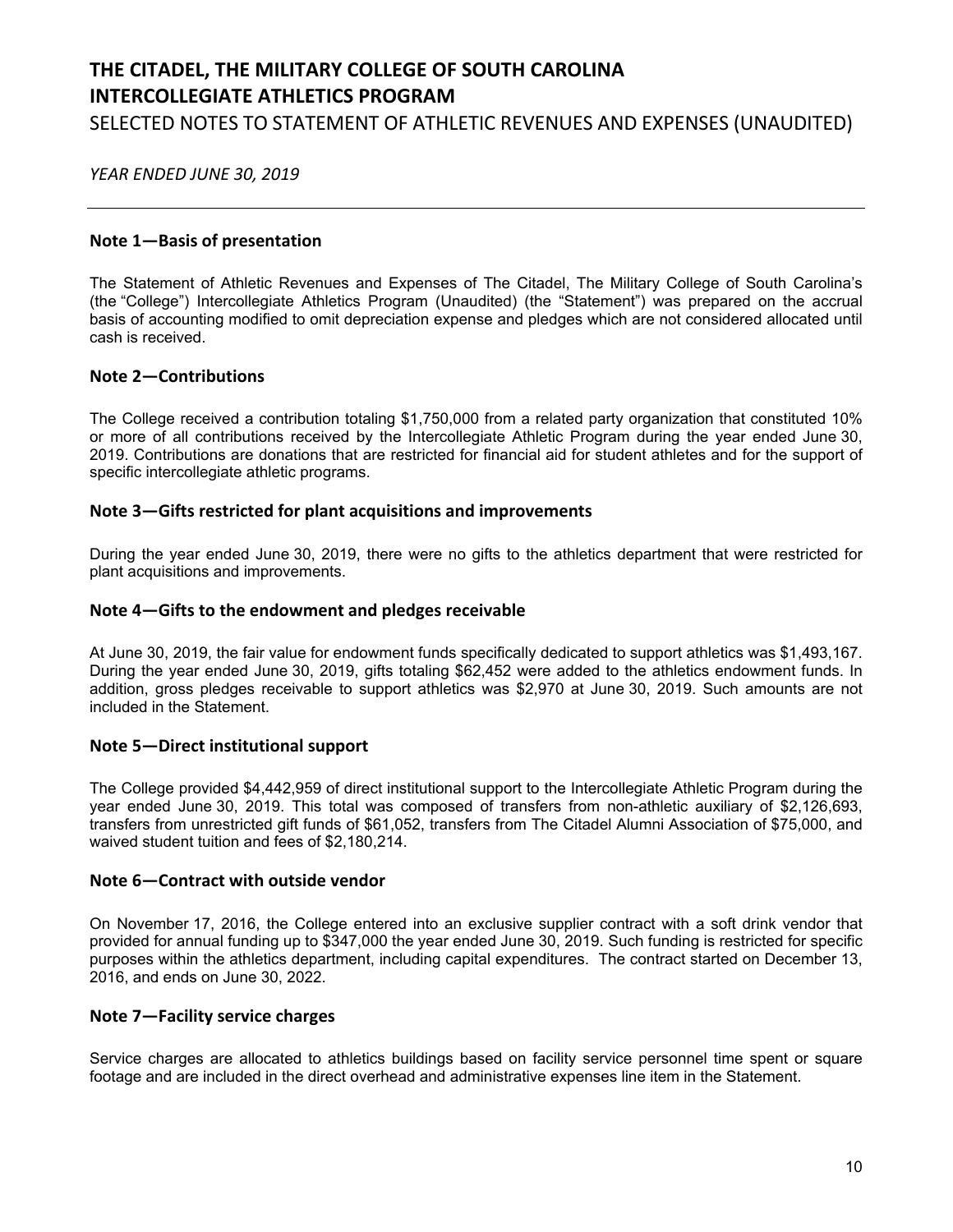# THE CITADEL, THE MILITARY COLLEGE OF SOUTH CAROLINA
# INTERCOLLEGIATE ATHLETICS PROGRAM

## SELECTED NOTES TO STATEMENT OF ATHLETIC REVENUES AND EXPENSES (UNAUDITED)

*YEAR ENDED JUNE 30, 2019*

---

### Note 1—Basis of presentation

The Statement of Athletic Revenues and Expenses of The Citadel, The Military College of South Carolina's (the "College") Intercollegiate Athletics Program (Unaudited) (the "Statement") was prepared on the accrual basis of accounting modified to omit depreciation expense and pledges which are not considered allocated until cash is received.

### Note 2—Contributions

The College received a contribution totaling $1,750,000 from a related party organization that constituted 10% or more of all contributions received by the Intercollegiate Athletic Program during the year ended June 30, 2019. Contributions are donations that are restricted for financial aid for student athletes and for the support of specific intercollegiate athletic programs.

### Note 3—Gifts restricted for plant acquisitions and improvements

During the year ended June 30, 2019, there were no gifts to the athletics department that were restricted for plant acquisitions and improvements.

### Note 4—Gifts to the endowment and pledges receivable

At June 30, 2019, the fair value for endowment funds specifically dedicated to support athletics was $1,493,167. During the year ended June 30, 2019, gifts totaling $62,452 were added to the athletics endowment funds. In addition, gross pledges receivable to support athletics was $2,970 at June 30, 2019. Such amounts are not included in the Statement.

### Note 5—Direct institutional support

The College provided $4,442,959 of direct institutional support to the Intercollegiate Athletic Program during the year ended June 30, 2019. This total was composed of transfers from non-athletic auxiliary of $2,126,693, transfers from unrestricted gift funds of $61,052, transfers from The Citadel Alumni Association of $75,000, and waived student tuition and fees of $2,180,214.

### Note 6—Contract with outside vendor

On November 17, 2016, the College entered into an exclusive supplier contract with a soft drink vendor that provided for annual funding up to $347,000 the year ended June 30, 2019. Such funding is restricted for specific purposes within the athletics department, including capital expenditures. The contract started on December 13, 2016, and ends on June 30, 2022.

### Note 7—Facility service charges

Service charges are allocated to athletics buildings based on facility service personnel time spent or square footage and are included in the direct overhead and administrative expenses line item in the Statement.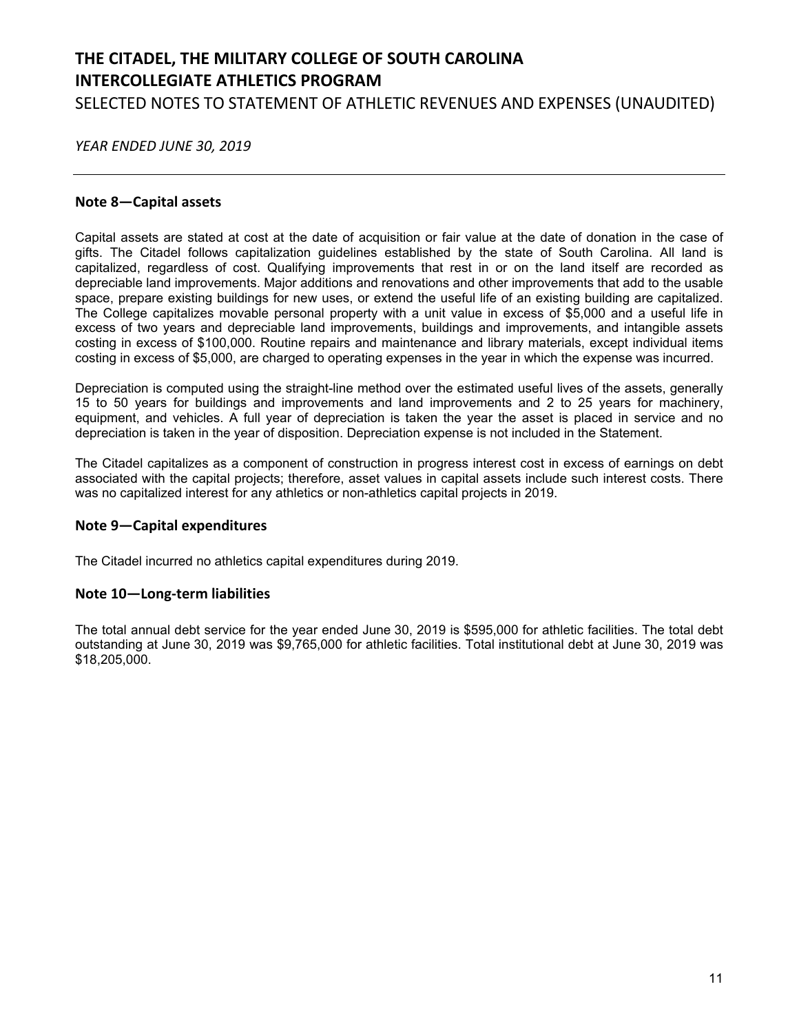# THE CITADEL, THE MILITARY COLLEGE OF SOUTH CAROLINA INTERCOLLEGIATE ATHLETICS PROGRAM

SELECTED NOTES TO STATEMENT OF ATHLETIC REVENUES AND EXPENSES (UNAUDITED)

*YEAR ENDED JUNE 30, 2019*

---

## Note 8—Capital assets

Capital assets are stated at cost at the date of acquisition or fair value at the date of donation in the case of gifts. The Citadel follows capitalization guidelines established by the state of South Carolina. All land is capitalized, regardless of cost. Qualifying improvements that rest in or on the land itself are recorded as depreciable land improvements. Major additions and renovations and other improvements that add to the usable space, prepare existing buildings for new uses, or extend the useful life of an existing building are capitalized. The College capitalizes movable personal property with a unit value in excess of $5,000 and a useful life in excess of two years and depreciable land improvements, buildings and improvements, and intangible assets costing in excess of $100,000. Routine repairs and maintenance and library materials, except individual items costing in excess of $5,000, are charged to operating expenses in the year in which the expense was incurred.

Depreciation is computed using the straight-line method over the estimated useful lives of the assets, generally 15 to 50 years for buildings and improvements and land improvements and 2 to 25 years for machinery, equipment, and vehicles. A full year of depreciation is taken the year the asset is placed in service and no depreciation is taken in the year of disposition. Depreciation expense is not included in the Statement.

The Citadel capitalizes as a component of construction in progress interest cost in excess of earnings on debt associated with the capital projects; therefore, asset values in capital assets include such interest costs. There was no capitalized interest for any athletics or non-athletics capital projects in 2019.

## Note 9—Capital expenditures

The Citadel incurred no athletics capital expenditures during 2019.

## Note 10—Long-term liabilities

The total annual debt service for the year ended June 30, 2019 is $595,000 for athletic facilities. The total debt outstanding at June 30, 2019 was $9,765,000 for athletic facilities. Total institutional debt at June 30, 2019 was $18,205,000.